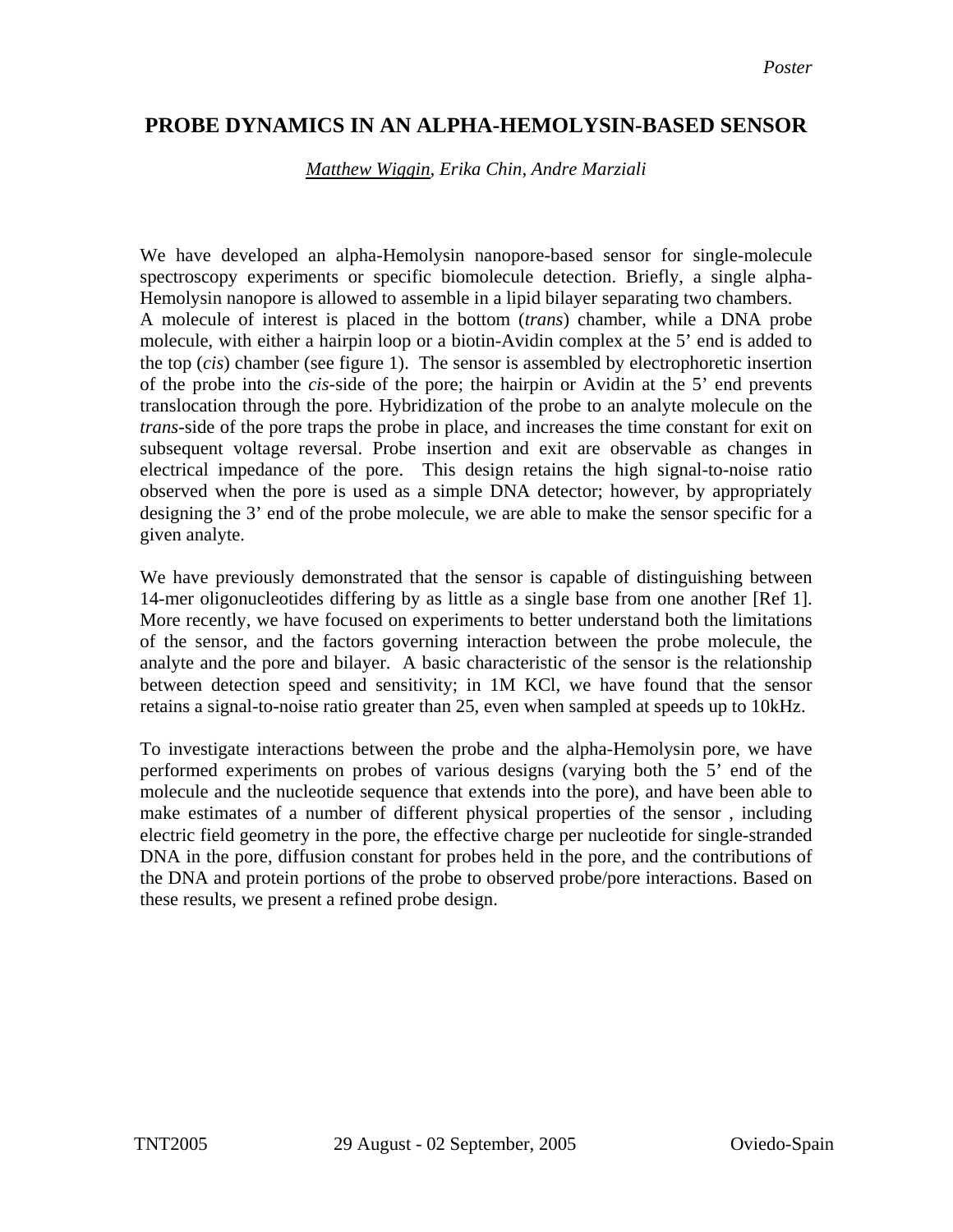*Poster*

# PROBE DYNAMICS IN AN ALPHA-HEMOLYSIN-BASED SENSOR

*Matthew Wiggin, Erika Chin, Andre Marziali*

We have developed an alpha-Hemolysin nanopore-based sensor for single-molecule spectroscopy experiments or specific biomolecule detection. Briefly, a single alpha-Hemolysin nanopore is allowed to assemble in a lipid bilayer separating two chambers.
A molecule of interest is placed in the bottom (*trans*) chamber, while a DNA probe molecule, with either a hairpin loop or a biotin-Avidin complex at the 5' end is added to the top (*cis*) chamber (see figure 1). The sensor is assembled by electrophoretic insertion of the probe into the *cis*-side of the pore; the hairpin or Avidin at the 5' end prevents translocation through the pore. Hybridization of the probe to an analyte molecule on the *trans*-side of the pore traps the probe in place, and increases the time constant for exit on subsequent voltage reversal. Probe insertion and exit are observable as changes in electrical impedance of the pore. This design retains the high signal-to-noise ratio observed when the pore is used as a simple DNA detector; however, by appropriately designing the 3' end of the probe molecule, we are able to make the sensor specific for a given analyte.

We have previously demonstrated that the sensor is capable of distinguishing between 14-mer oligonucleotides differing by as little as a single base from one another [Ref 1]. More recently, we have focused on experiments to better understand both the limitations of the sensor, and the factors governing interaction between the probe molecule, the analyte and the pore and bilayer. A basic characteristic of the sensor is the relationship between detection speed and sensitivity; in 1M KCl, we have found that the sensor retains a signal-to-noise ratio greater than 25, even when sampled at speeds up to 10kHz.

To investigate interactions between the probe and the alpha-Hemolysin pore, we have performed experiments on probes of various designs (varying both the 5' end of the molecule and the nucleotide sequence that extends into the pore), and have been able to make estimates of a number of different physical properties of the sensor , including electric field geometry in the pore, the effective charge per nucleotide for single-stranded DNA in the pore, diffusion constant for probes held in the pore, and the contributions of the DNA and protein portions of the probe to observed probe/pore interactions. Based on these results, we present a refined probe design.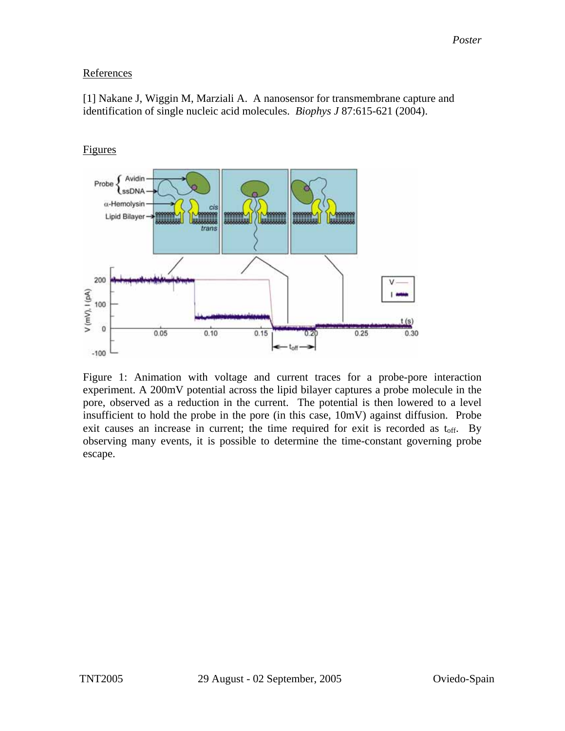## References

[1] Nakane J, Wiggin M, Marziali A. A nanosensor for transmembrane capture and identification of single nucleic acid molecules. *Biophys J* 87:615-621 (2004).

## Figures

Probe
Avidin
ssDNA
α-Hemolysin
Lipid Bilayer
cis
trans

V (mV), I (pA)
200
100
0
-100
0.05
0.10
0.15
0.20
0.25
0.30
t (s)
V
I
$t_{off}$

Figure 1: Animation with voltage and current traces for a probe-pore interaction experiment. A 200mV potential across the lipid bilayer captures a probe molecule in the pore, observed as a reduction in the current. The potential is then lowered to a level insufficient to hold the probe in the pore (in this case, 10mV) against diffusion. Probe exit causes an increase in current; the time required for exit is recorded as $t_{off}$. By observing many events, it is possible to determine the time-constant governing probe escape.